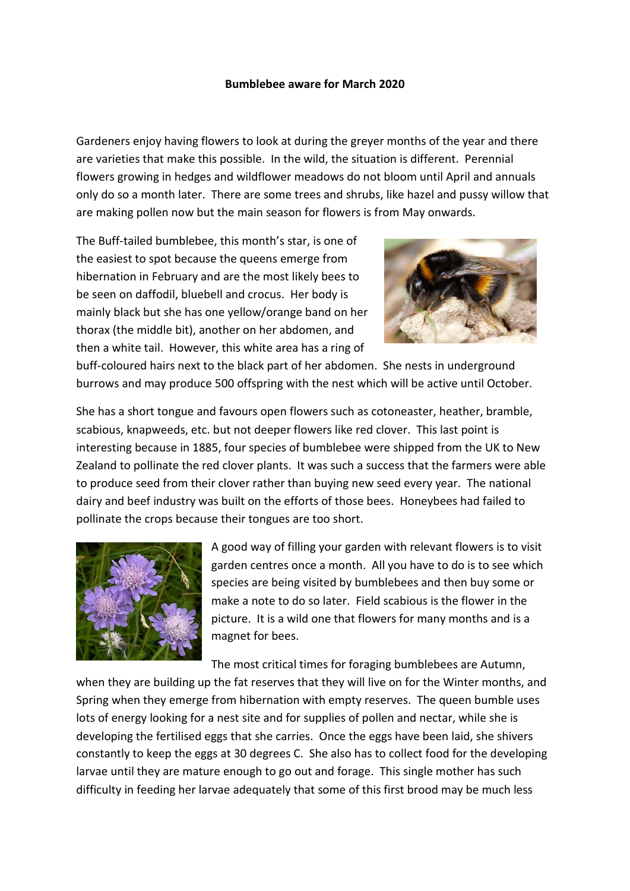**Bumblebee aware for March 2020**

Gardeners enjoy having flowers to look at during the greyer months of the year and there are varieties that make this possible. In the wild, the situation is different. Perennial flowers growing in hedges and wildflower meadows do not bloom until April and annuals only do so a month later. There are some trees and shrubs, like hazel and pussy willow that are making pollen now but the main season for flowers is from May onwards.

The Buff-tailed bumblebee, this month's star, is one of the easiest to spot because the queens emerge from hibernation in February and are the most likely bees to be seen on daffodil, bluebell and crocus. Her body is mainly black but she has one yellow/orange band on her thorax (the middle bit), another on her abdomen, and then a white tail. However, this white area has a ring of buff-coloured hairs next to the black part of her abdomen. She nests in underground burrows and may produce 500 offspring with the nest which will be active until October.

She has a short tongue and favours open flowers such as cotoneaster, heather, bramble, scabious, knapweeds, etc. but not deeper flowers like red clover. This last point is interesting because in 1885, four species of bumblebee were shipped from the UK to New Zealand to pollinate the red clover plants. It was such a success that the farmers were able to produce seed from their clover rather than buying new seed every year. The national dairy and beef industry was built on the efforts of those bees. Honeybees had failed to pollinate the crops because their tongues are too short.

A good way of filling your garden with relevant flowers is to visit garden centres once a month. All you have to do is to see which species are being visited by bumblebees and then buy some or make a note to do so later. Field scabious is the flower in the picture. It is a wild one that flowers for many months and is a magnet for bees.

The most critical times for foraging bumblebees are Autumn, when they are building up the fat reserves that they will live on for the Winter months, and Spring when they emerge from hibernation with empty reserves. The queen bumble uses lots of energy looking for a nest site and for supplies of pollen and nectar, while she is developing the fertilised eggs that she carries. Once the eggs have been laid, she shivers constantly to keep the eggs at 30 degrees C. She also has to collect food for the developing larvae until they are mature enough to go out and forage. This single mother has such difficulty in feeding her larvae adequately that some of this first brood may be much less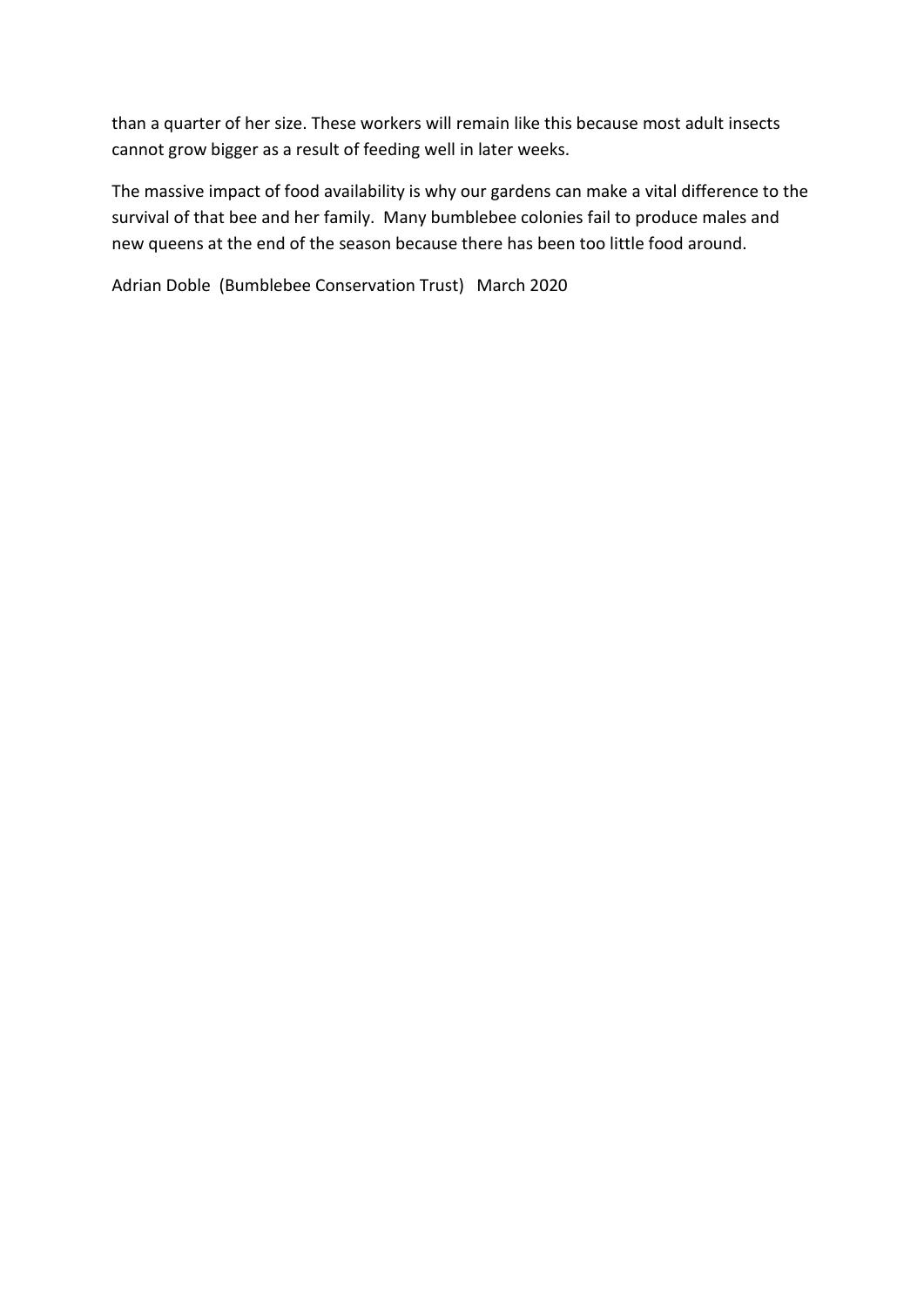than a quarter of her size. These workers will remain like this because most adult insects cannot grow bigger as a result of feeding well in later weeks.

The massive impact of food availability is why our gardens can make a vital difference to the survival of that bee and her family. Many bumblebee colonies fail to produce males and new queens at the end of the season because there has been too little food around.

Adrian Doble (Bumblebee Conservation Trust) March 2020